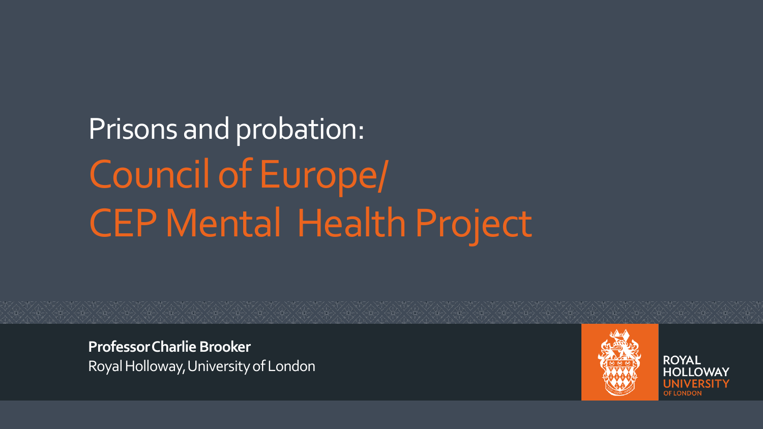# Prisons and probation:
# Council of Europe/ CEP Mental Health Project

**Professor Charlie Brooker**
Royal Holloway, University of London

ROYAL HOLLOWAY UNIVERSITY OF LONDON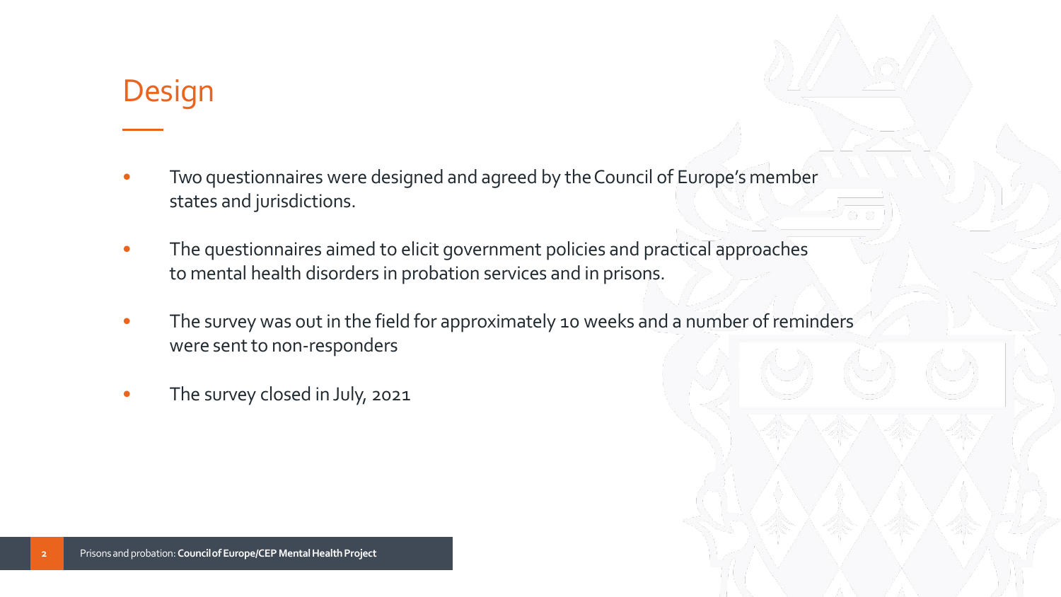# Design

- Two questionnaires were designed and agreed by the Council of Europe's member states and jurisdictions.
- The questionnaires aimed to elicit government policies and practical approaches to mental health disorders in probation services and in prisons.
- The survey was out in the field for approximately 10 weeks and a number of reminders were sent to non-responders
- The survey closed in July, 2021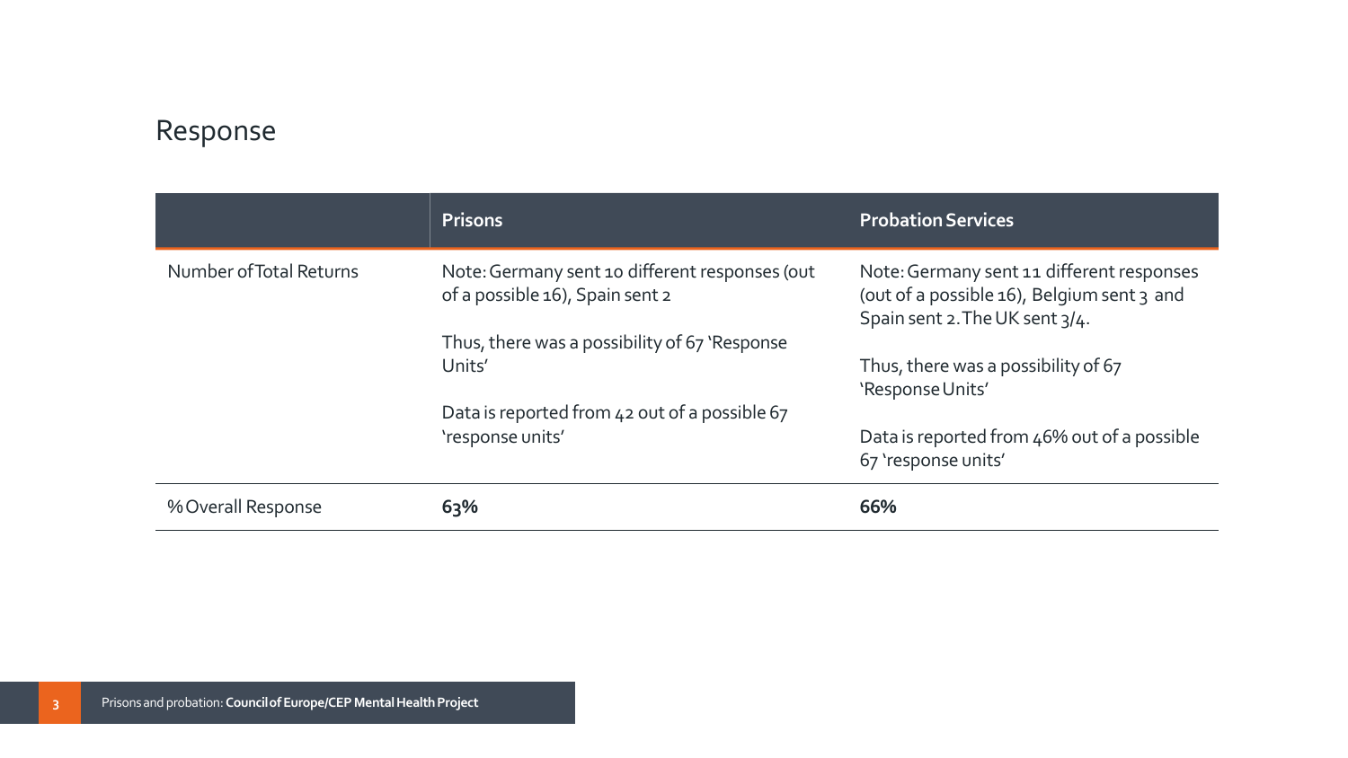## Response

| | Prisons | Probation Services |
|---|---|---|
| Number of Total Returns | Note: Germany sent 10 different responses (out of a possible 16), Spain sent 2<br><br>Thus, there was a possibility of 67 'Response Units'<br><br>Data is reported from 42 out of a possible 67 'response units' | Note: Germany sent 11 different responses (out of a possible 16), Belgium sent 3 and Spain sent 2. The UK sent 3/4.<br><br>Thus, there was a possibility of 67 'Response Units'<br><br>Data is reported from 46% out of a possible 67 'response units' |
| % Overall Response | **63%** | **66%** |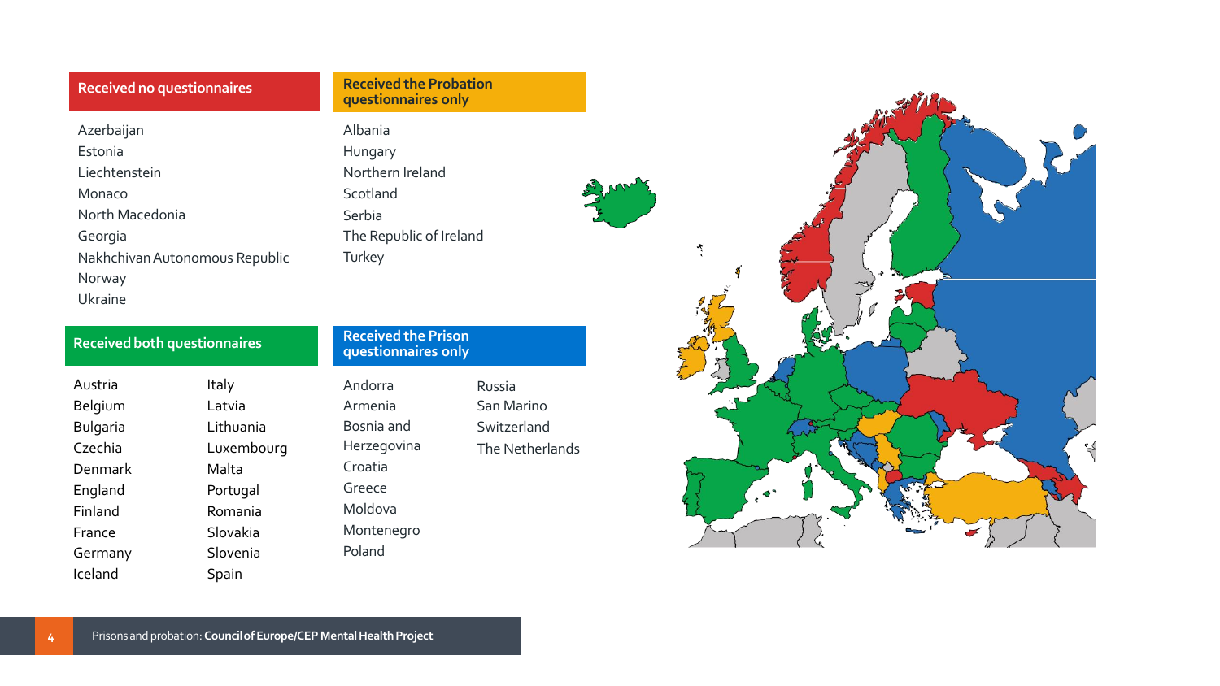## Received no questionnaires

- Azerbaijan
- Estonia
- Liechtenstein
- Monaco
- North Macedonia
- Georgia
- Nakhchivan Autonomous Republic
- Norway
- Ukraine

## Received the Probation questionnaires only

- Albania
- Hungary
- Northern Ireland
- Scotland
- Serbia
- The Republic of Ireland
- Turkey

## Received both questionnaires

- Austria
- Belgium
- Bulgaria
- Czechia
- Denmark
- England
- Finland
- France
- Germany
- Iceland
- Italy
- Latvia
- Lithuania
- Luxembourg
- Malta
- Portugal
- Romania
- Slovakia
- Slovenia
- Spain

## Received the Prison questionnaires only

- Andorra
- Armenia
- Bosnia and Herzegovina
- Croatia
- Greece
- Moldova
- Montenegro
- Poland
- Russia
- San Marino
- Switzerland
- The Netherlands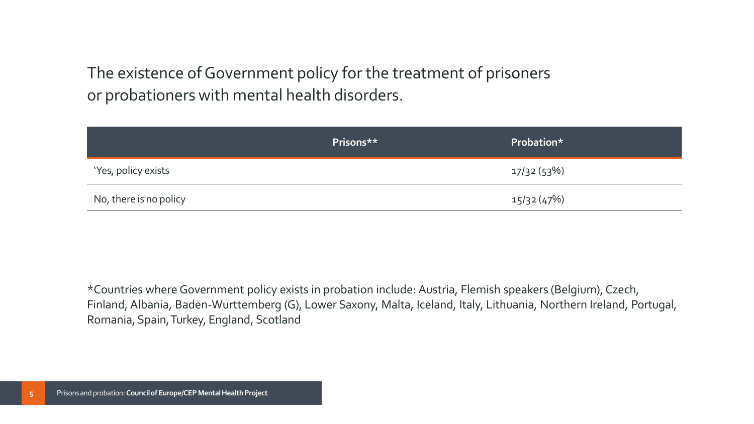The existence of Government policy for the treatment of prisoners or probationers with mental health disorders.

| | Prisons** | Probation* |
|---|---|---|
| 'Yes, policy exists | | 17/32 (53%) |
| No, there is no policy | | 15/32 (47%) |

*Countries where Government policy exists in probation include: Austria, Flemish speakers (Belgium), Czech, Finland, Albania, Baden-Wurttemberg (G), Lower Saxony, Malta, Iceland, Italy, Lithuania, Northern Ireland, Portugal, Romania, Spain, Turkey, England, Scotland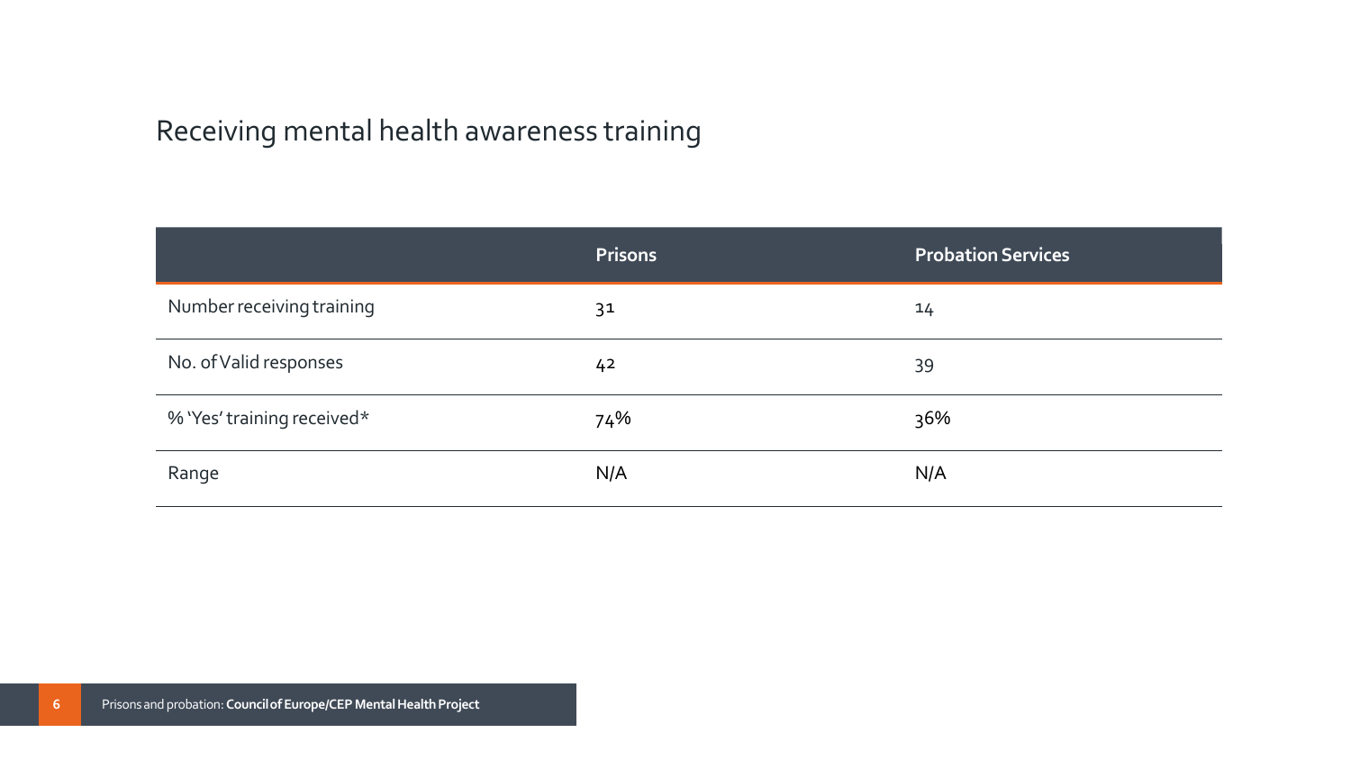## Receiving mental health awareness training

| | Prisons | Probation Services |
|---|---|---|
| Number receiving training | 31 | 14 |
| No. of Valid responses | 42 | 39 |
| % 'Yes' training received* | 74% | 36% |
| Range | N/A | N/A |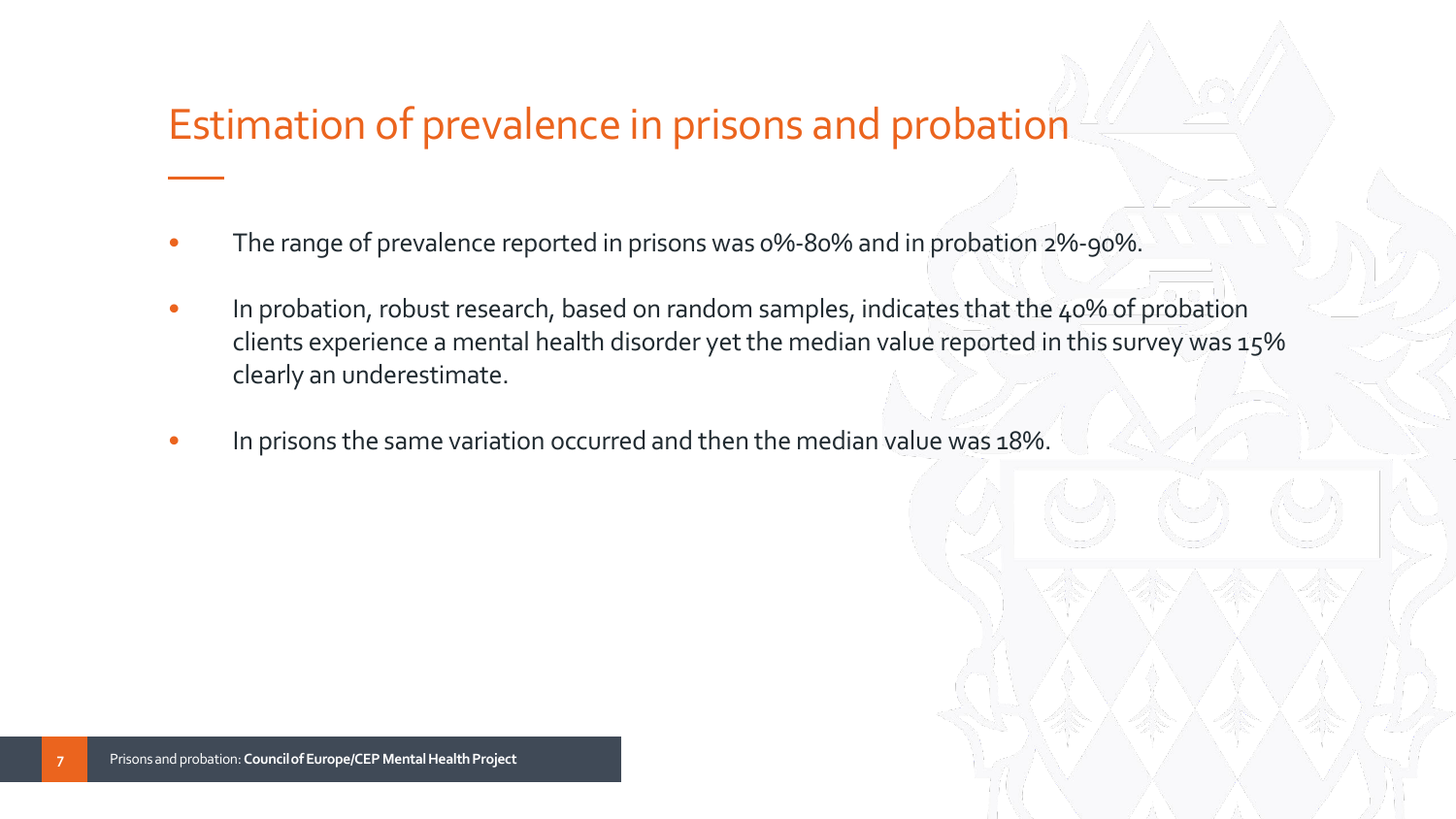# Estimation of prevalence in prisons and probation

- The range of prevalence reported in prisons was 0%-80% and in probation 2%-90%.
- In probation, robust research, based on random samples, indicates that the 40% of probation clients experience a mental health disorder yet the median value reported in this survey was 15% clearly an underestimate.
- In prisons the same variation occurred and then the median value was 18%.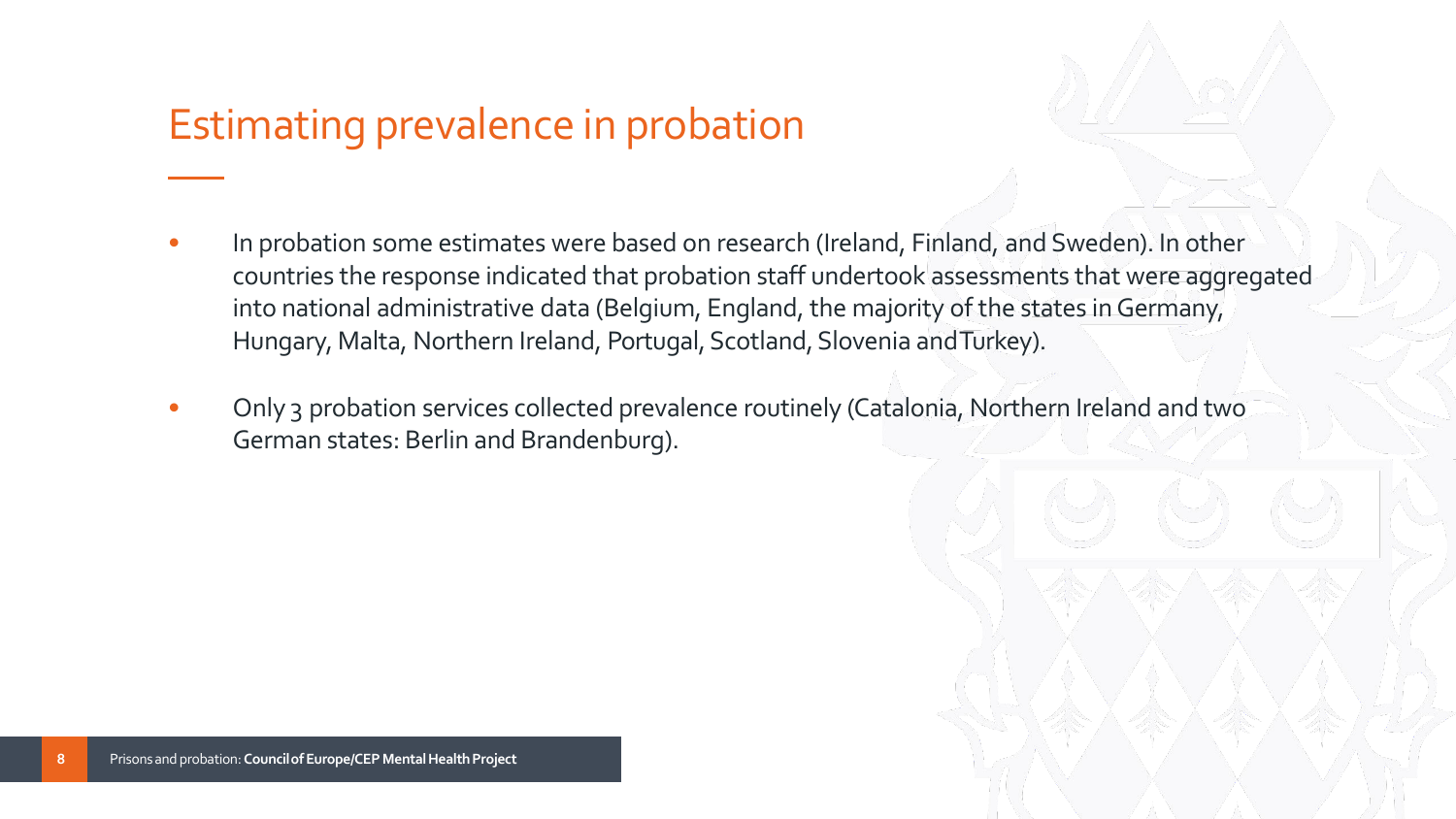# Estimating prevalence in probation

- In probation some estimates were based on research (Ireland, Finland, and Sweden). In other countries the response indicated that probation staff undertook assessments that were aggregated into national administrative data (Belgium, England, the majority of the states in Germany, Hungary, Malta, Northern Ireland, Portugal, Scotland, Slovenia and Turkey).
- Only 3 probation services collected prevalence routinely (Catalonia, Northern Ireland and two German states: Berlin and Brandenburg).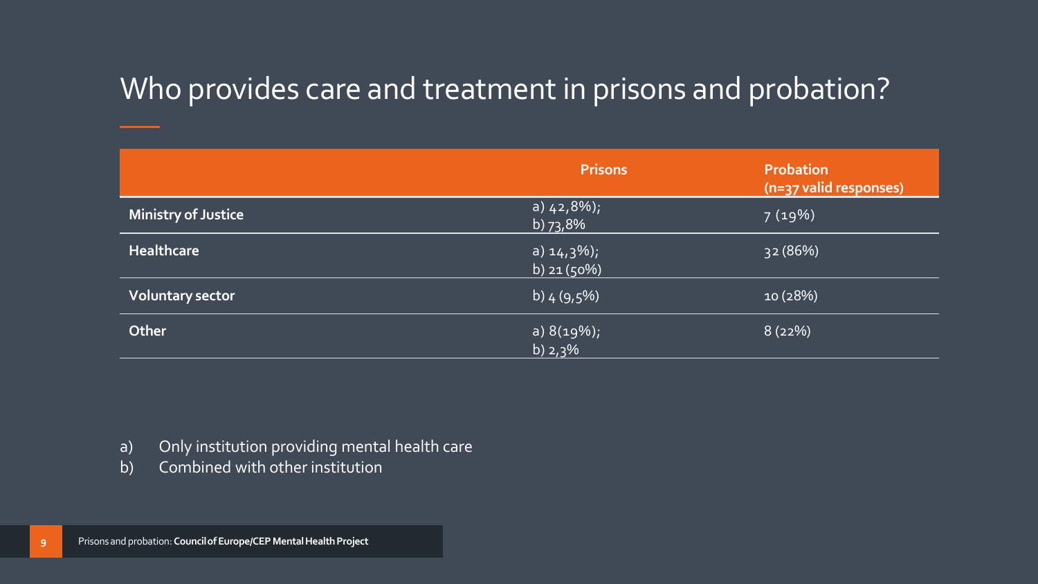# Who provides care and treatment in prisons and probation?

| | Prisons | Probation (n=37 valid responses) |
|---|---|---|
| **Ministry of Justice** | a) 42,8%); b) 73,8% | 7 (19%) |
| **Healthcare** | a) 14,3%); b) 21 (50%) | 32 (86%) |
| **Voluntary sector** | b) 4 (9,5%) | 10 (28%) |
| **Other** | a) 8(19%); b) 2,3% | 8 (22%) |

a) Only institution providing mental health care
b) Combined with other institution

Prisons and probation: **Council of Europe/CEP Mental Health Project**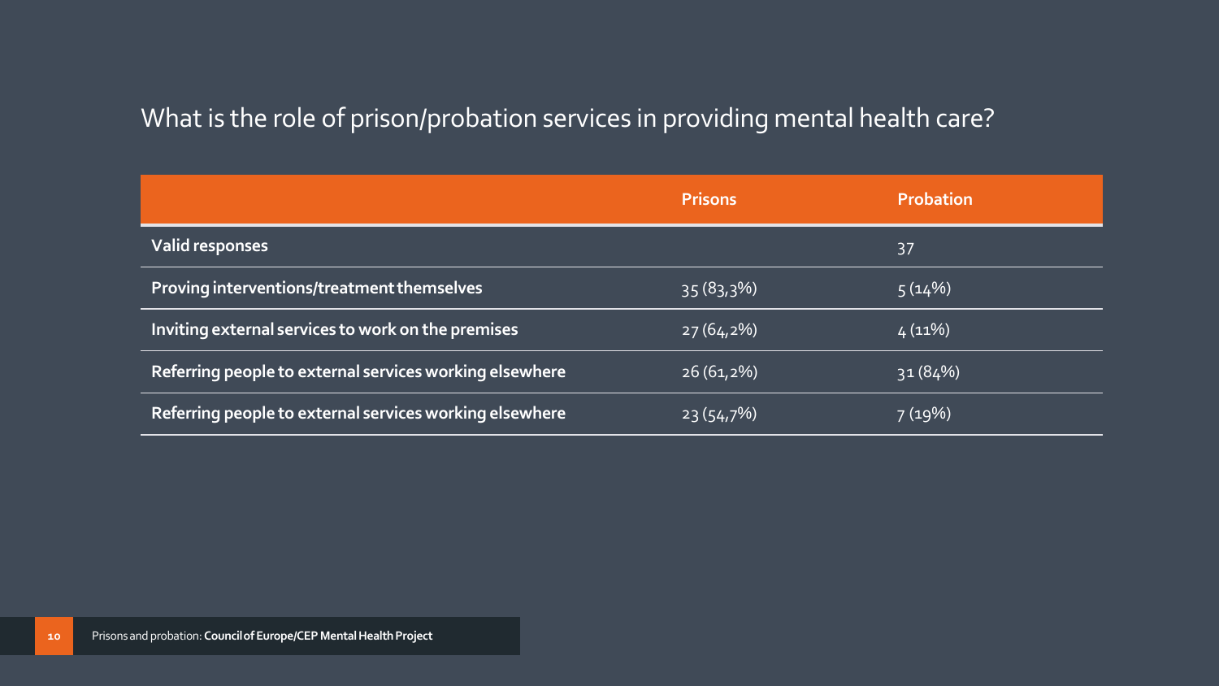## What is the role of prison/probation services in providing mental health care?

| | Prisons | Probation |
|---|---|---|
| **Valid responses** | | 37 |
| **Proving interventions/treatment themselves** | 35 (83,3%) | 5 (14%) |
| **Inviting external services to work on the premises** | 27 (64,2%) | 4 (11%) |
| **Referring people to external services working elsewhere** | 26 (61,2%) | 31 (84%) |
| **Referring people to external services working elsewhere** | 23 (54,7%) | 7 (19%) |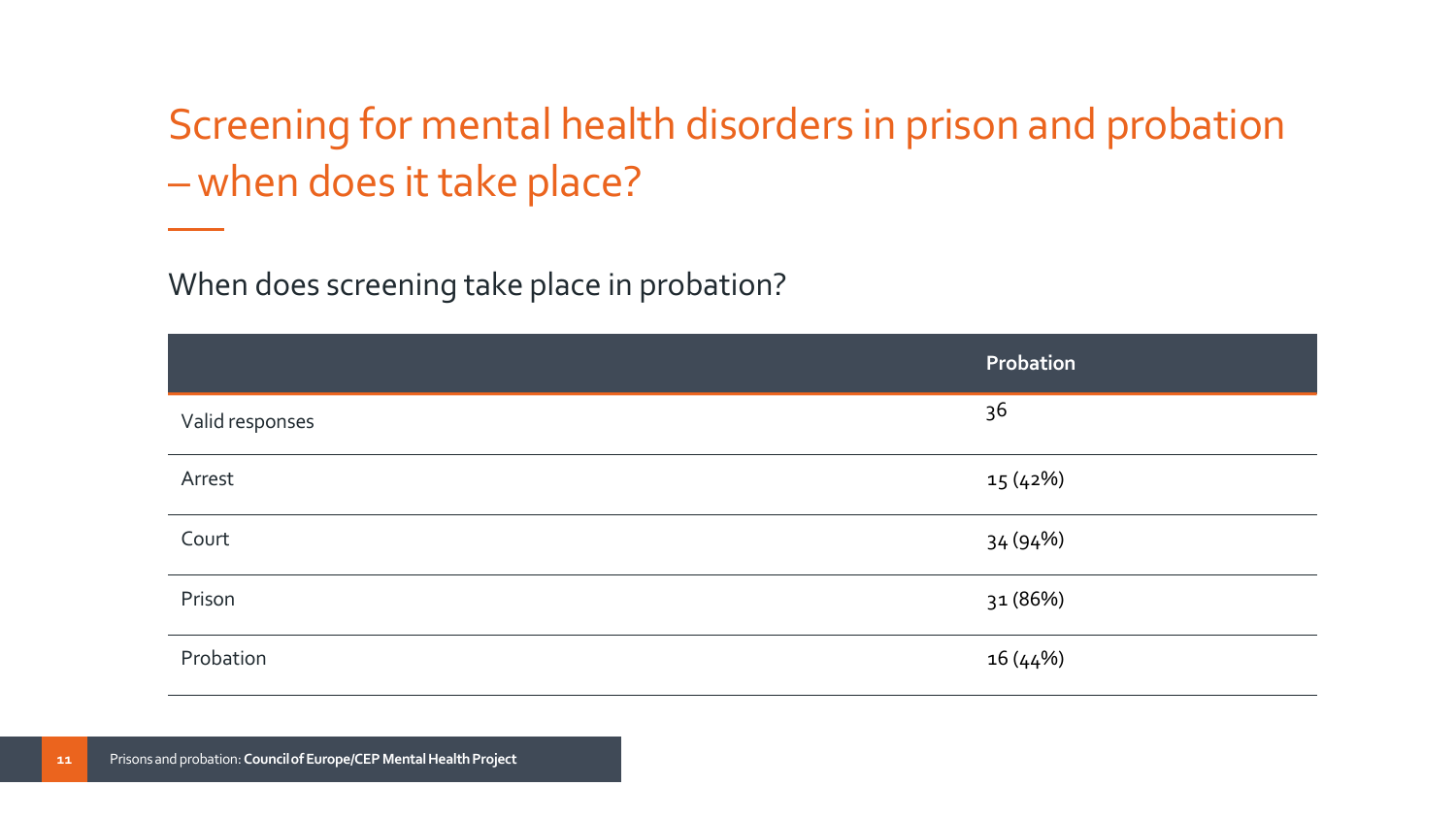# Screening for mental health disorders in prison and probation – when does it take place?

When does screening take place in probation?

| | Probation |
|---|---|
| Valid responses | 36 |
| Arrest | 15 (42%) |
| Court | 34 (94%) |
| Prison | 31 (86%) |
| Probation | 16 (44%) |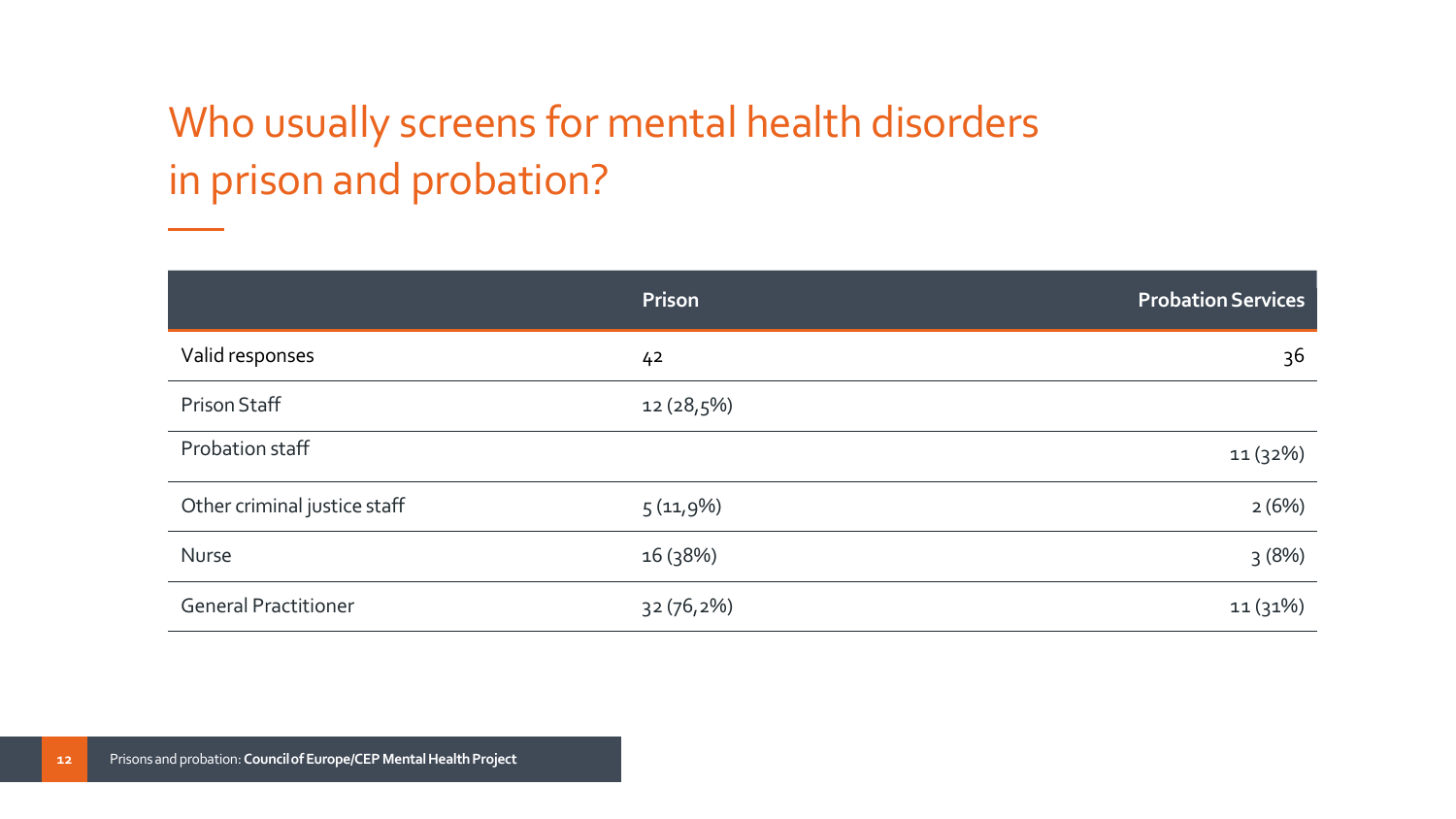# Who usually screens for mental health disorders in prison and probation?

| | Prison | Probation Services |
|---|---|---|
| Valid responses | 42 | 36 |
| Prison Staff | 12 (28,5%) | |
| Probation staff | | 11 (32%) |
| Other criminal justice staff | 5 (11,9%) | 2 (6%) |
| Nurse | 16 (38%) | 3 (8%) |
| General Practitioner | 32 (76,2%) | 11 (31%) |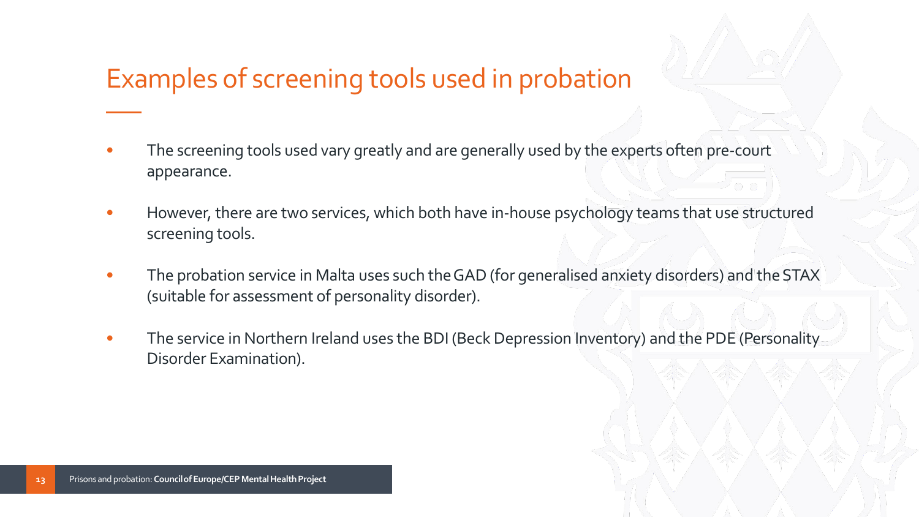# Examples of screening tools used in probation

- The screening tools used vary greatly and are generally used by the experts often pre-court appearance.
- However, there are two services, which both have in-house psychology teams that use structured screening tools.
- The probation service in Malta uses such the GAD (for generalised anxiety disorders) and the STAX (suitable for assessment of personality disorder).
- The service in Northern Ireland uses the BDI (Beck Depression Inventory) and the PDE (Personality Disorder Examination).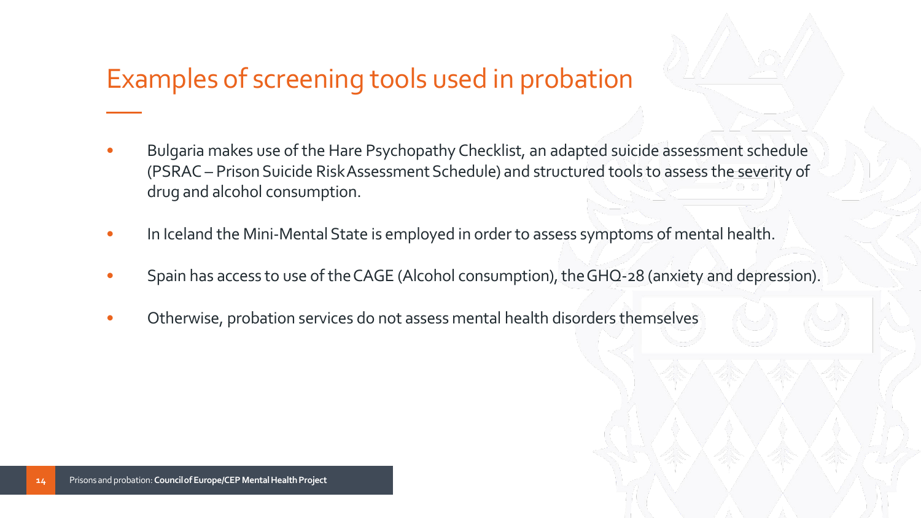# Examples of screening tools used in probation

- Bulgaria makes use of the Hare Psychopathy Checklist, an adapted suicide assessment schedule (PSRAC – Prison Suicide Risk Assessment Schedule) and structured tools to assess the severity of drug and alcohol consumption.
- In Iceland the Mini-Mental State is employed in order to assess symptoms of mental health.
- Spain has access to use of the CAGE (Alcohol consumption), the GHQ-28 (anxiety and depression).
- Otherwise, probation services do not assess mental health disorders themselves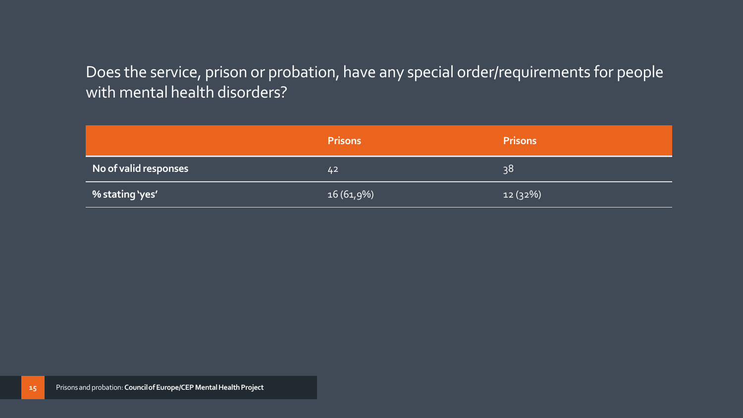## Does the service, prison or probation, have any special order/requirements for people with mental health disorders?

| | Prisons | Prisons |
|---|---|---|
| **No of valid responses** | 42 | 38 |
| **% stating 'yes'** | 16 (61,9%) | 12 (32%) |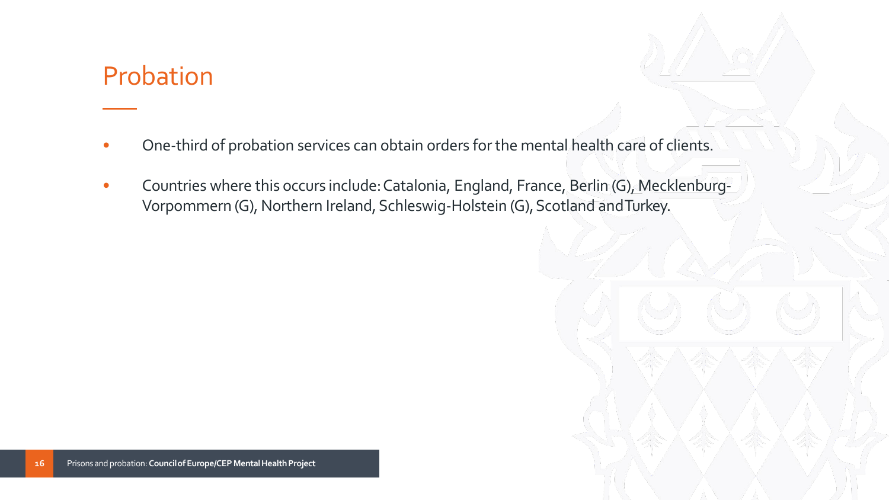# Probation

- One-third of probation services can obtain orders for the mental health care of clients.
- Countries where this occurs include: Catalonia, England, France, Berlin (G), Mecklenburg-Vorpommern (G), Northern Ireland, Schleswig-Holstein (G), Scotland and Turkey.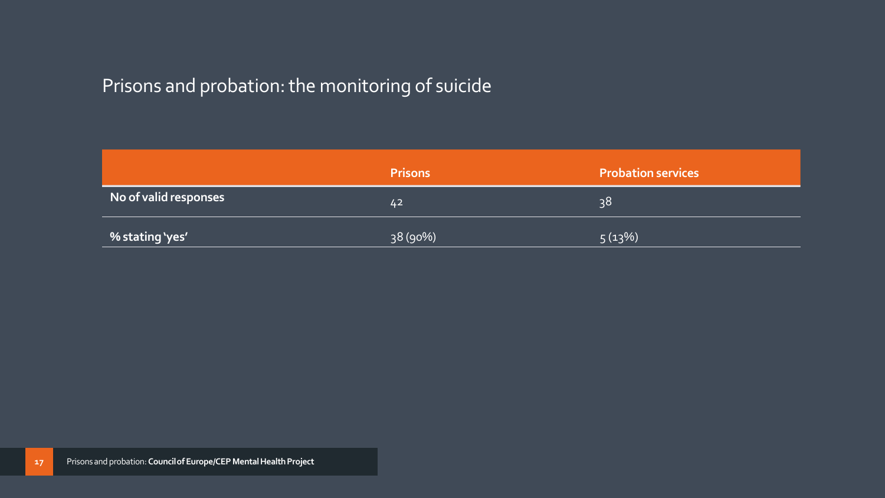# Prisons and probation: the monitoring of suicide

| | Prisons | Probation services |
|---|---|---|
| **No of valid responses** | 42 | 38 |
| **% stating 'yes'** | 38 (90%) | 5 (13%) |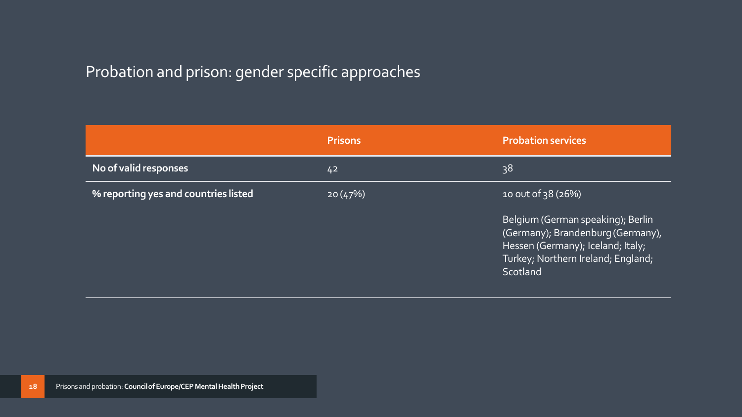## Probation and prison: gender specific approaches

| | Prisons | Probation services |
|---|---|---|
| **No of valid responses** | 42 | 38 |
| **% reporting yes and countries listed** | 20 (47%) | 10 out of 38 (26%)<br><br>Belgium (German speaking); Berlin (Germany); Brandenburg (Germany), Hessen (Germany); Iceland; Italy; Turkey; Northern Ireland; England; Scotland |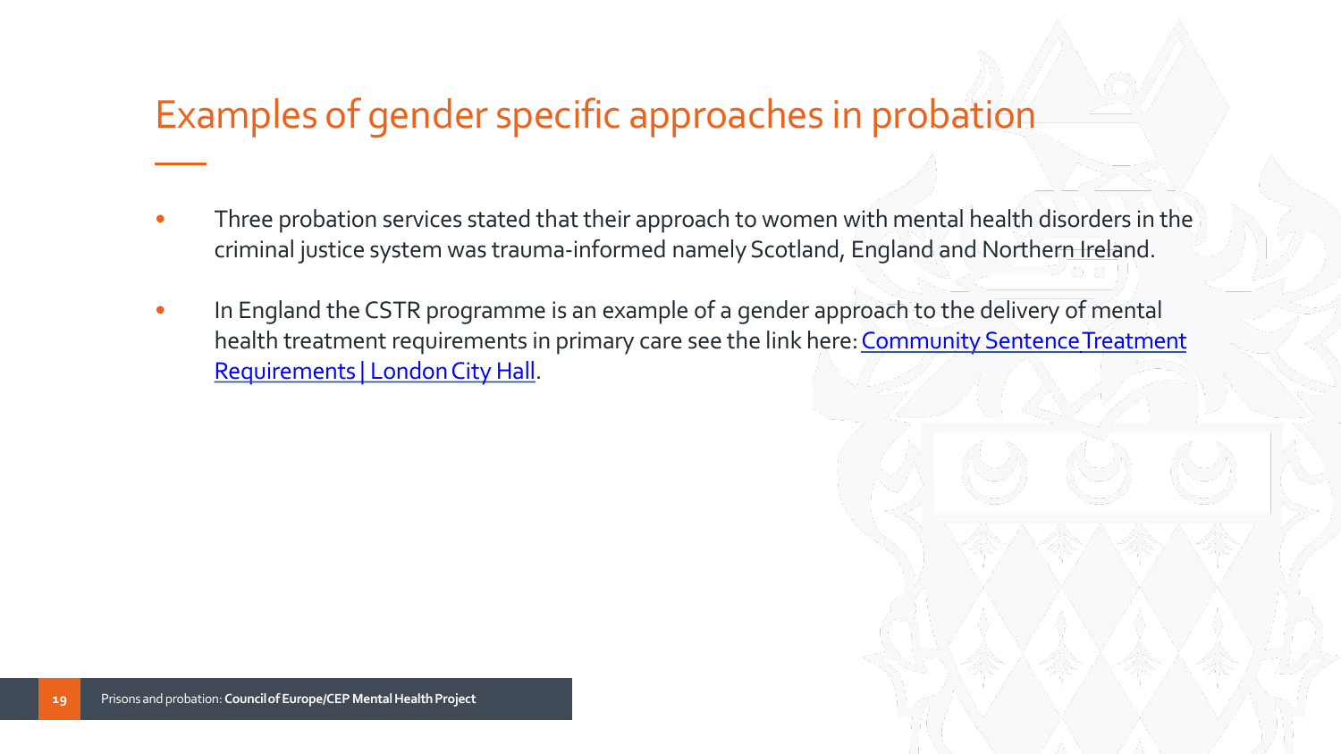# Examples of gender specific approaches in probation

- Three probation services stated that their approach to women with mental health disorders in the criminal justice system was trauma-informed namely Scotland, England and Northern Ireland.
- In England the CSTR programme is an example of a gender approach to the delivery of mental health treatment requirements in primary care see the link here: Community Sentence Treatment Requirements | London City Hall.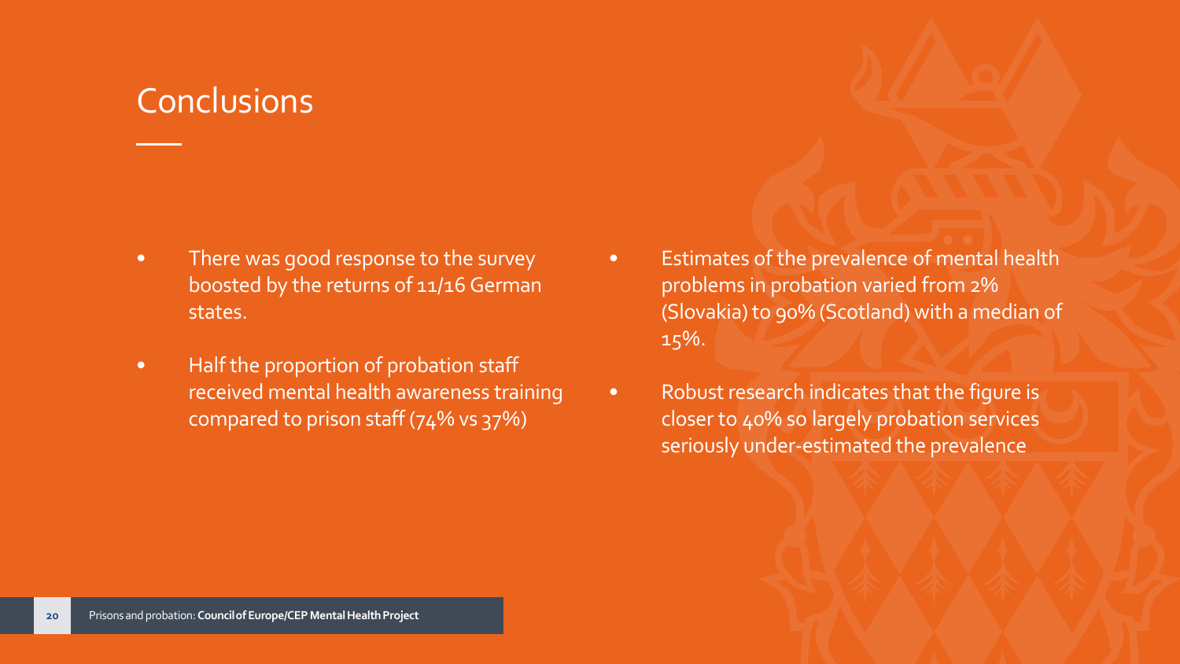# Conclusions

- There was good response to the survey boosted by the returns of 11/16 German states.
- Half the proportion of probation staff received mental health awareness training compared to prison staff (74% vs 37%)
- Estimates of the prevalence of mental health problems in probation varied from 2% (Slovakia) to 90% (Scotland) with a median of 15%.
- Robust research indicates that the figure is closer to 40% so largely probation services seriously under-estimated the prevalence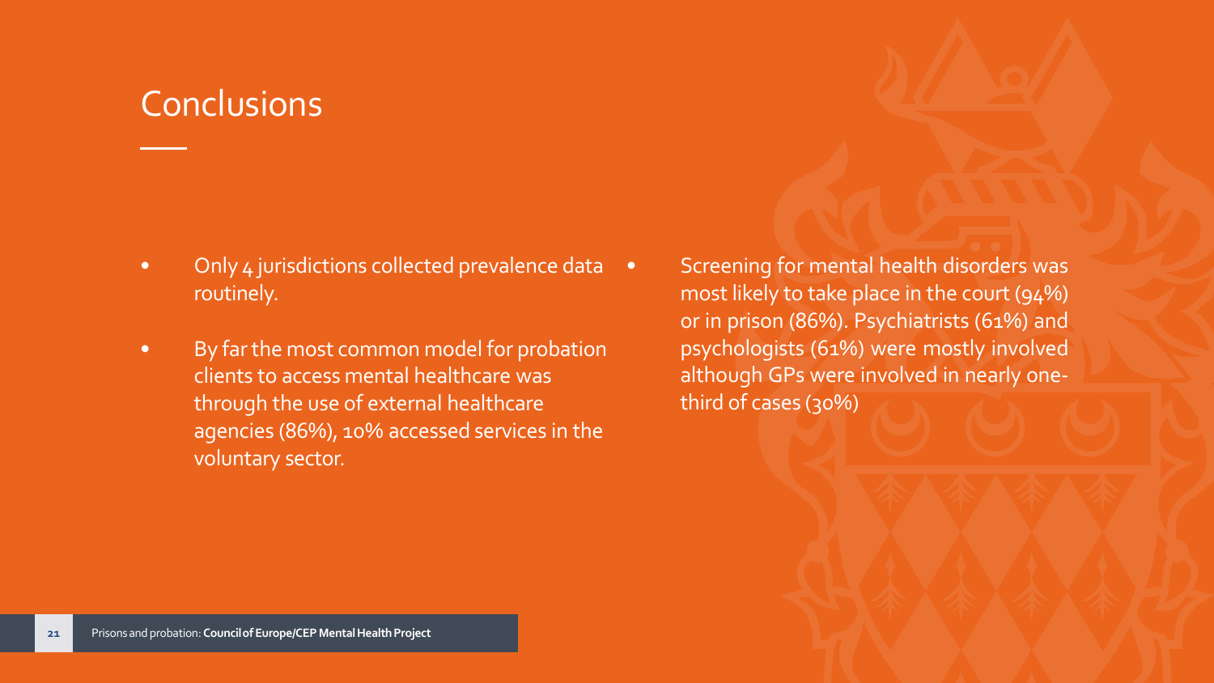# Conclusions

- Only 4 jurisdictions collected prevalence data routinely.
- By far the most common model for probation clients to access mental healthcare was through the use of external healthcare agencies (86%), 10% accessed services in the voluntary sector.
- Screening for mental health disorders was most likely to take place in the court (94%) or in prison (86%). Psychiatrists (61%) and psychologists (61%) were mostly involved although GPs were involved in nearly one-third of cases (30%)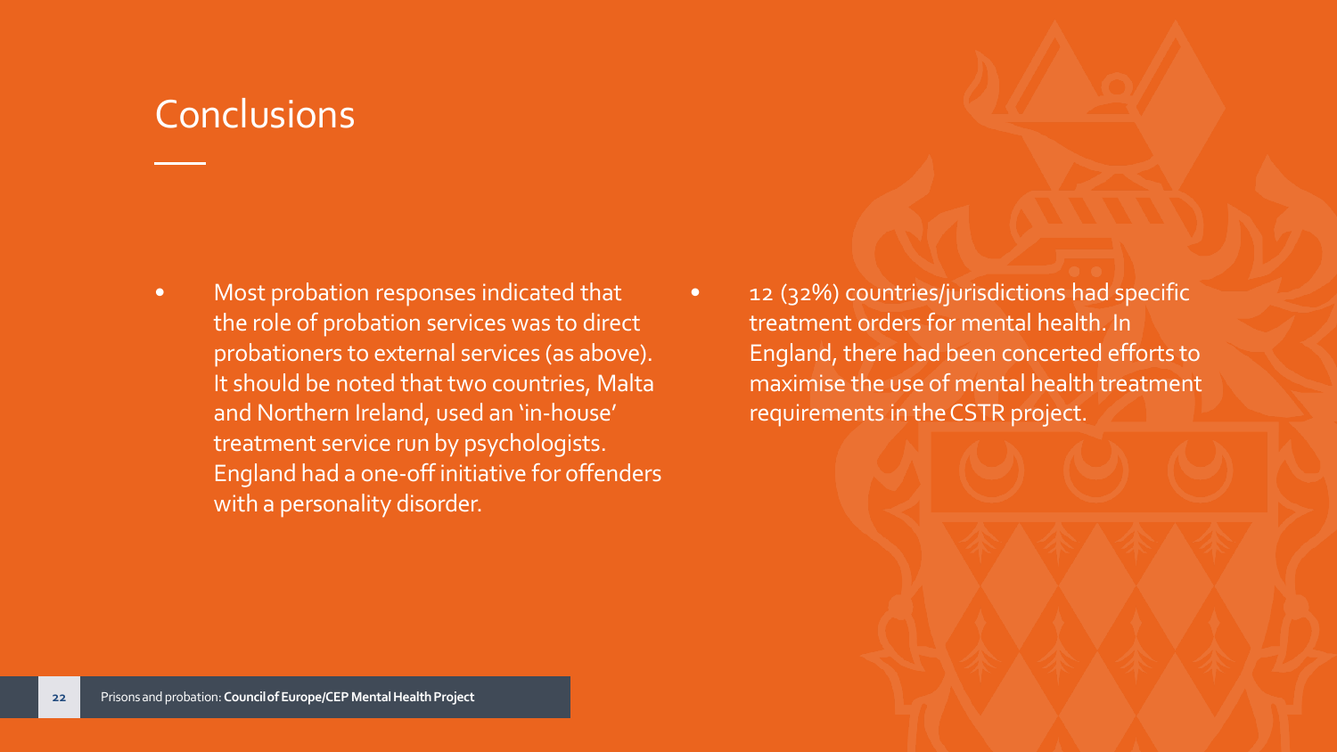## Conclusions

- Most probation responses indicated that the role of probation services was to direct probationers to external services (as above). It should be noted that two countries, Malta and Northern Ireland, used an 'in-house' treatment service run by psychologists. England had a one-off initiative for offenders with a personality disorder.
- 12 (32%) countries/jurisdictions had specific treatment orders for mental health. In England, there had been concerted efforts to maximise the use of mental health treatment requirements in the CSTR project.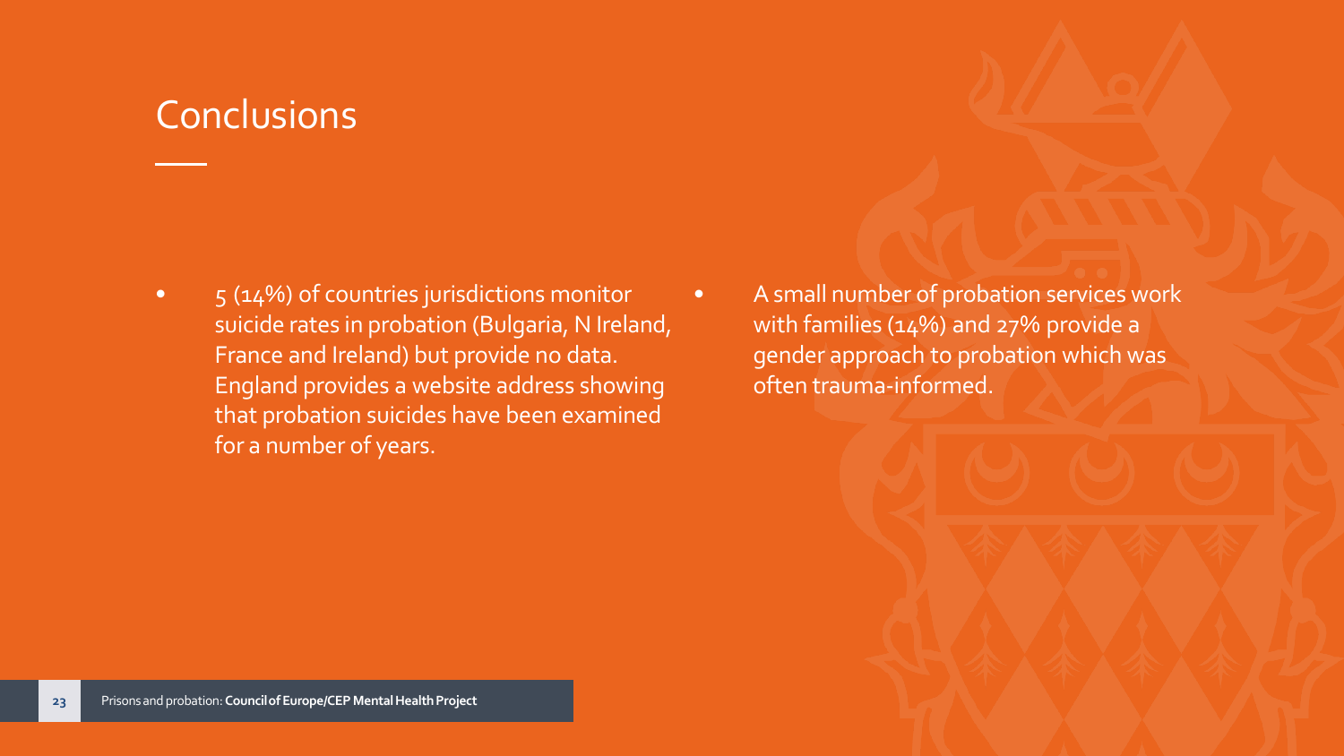# Conclusions

- 5 (14%) of countries jurisdictions monitor suicide rates in probation (Bulgaria, N Ireland, France and Ireland) but provide no data. England provides a website address showing that probation suicides have been examined for a number of years.
- A small number of probation services work with families (14%) and 27% provide a gender approach to probation which was often trauma-informed.